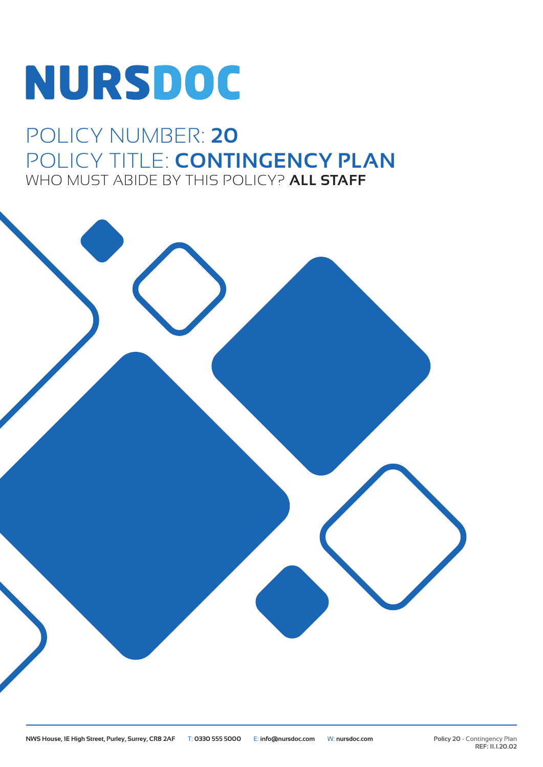# NURSDOC

## POLICY NUMBER: **20**
## POLICY TITLE: **CONTINGENCY PLAN**
WHO MUST ABIDE BY THIS POLICY? **ALL STAFF**

**NWS House, 1E High Street, Purley, Surrey, CR8 2AF** T: **0330 555 5000** E: **info@nursdoc.com** W: **nursdoc.com**

**Policy 20** - Contingency Plan
**REF: 11.1.20.02**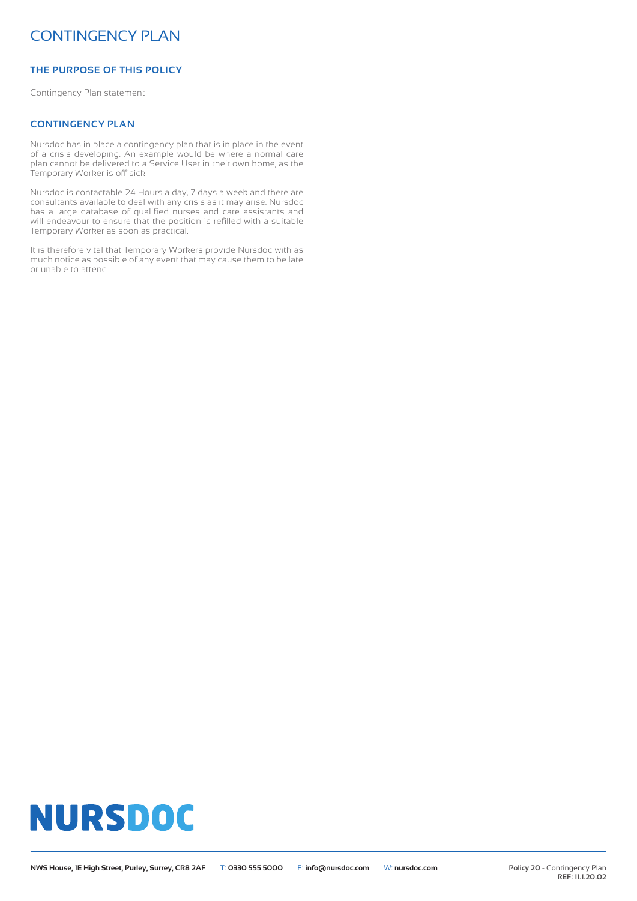# CONTINGENCY PLAN

## THE PURPOSE OF THIS POLICY

Contingency Plan statement

## CONTINGENCY PLAN

Nursdoc has in place a contingency plan that is in place in the event of a crisis developing. An example would be where a normal care plan cannot be delivered to a Service User in their own home, as the Temporary Worker is off sick.

Nursdoc is contactable 24 Hours a day, 7 days a week and there are consultants available to deal with any crisis as it may arise. Nursdoc has a large database of qualified nurses and care assistants and will endeavour to ensure that the position is refilled with a suitable Temporary Worker as soon as practical.

It is therefore vital that Temporary Workers provide Nursdoc with as much notice as possible of any event that may cause them to be late or unable to attend.